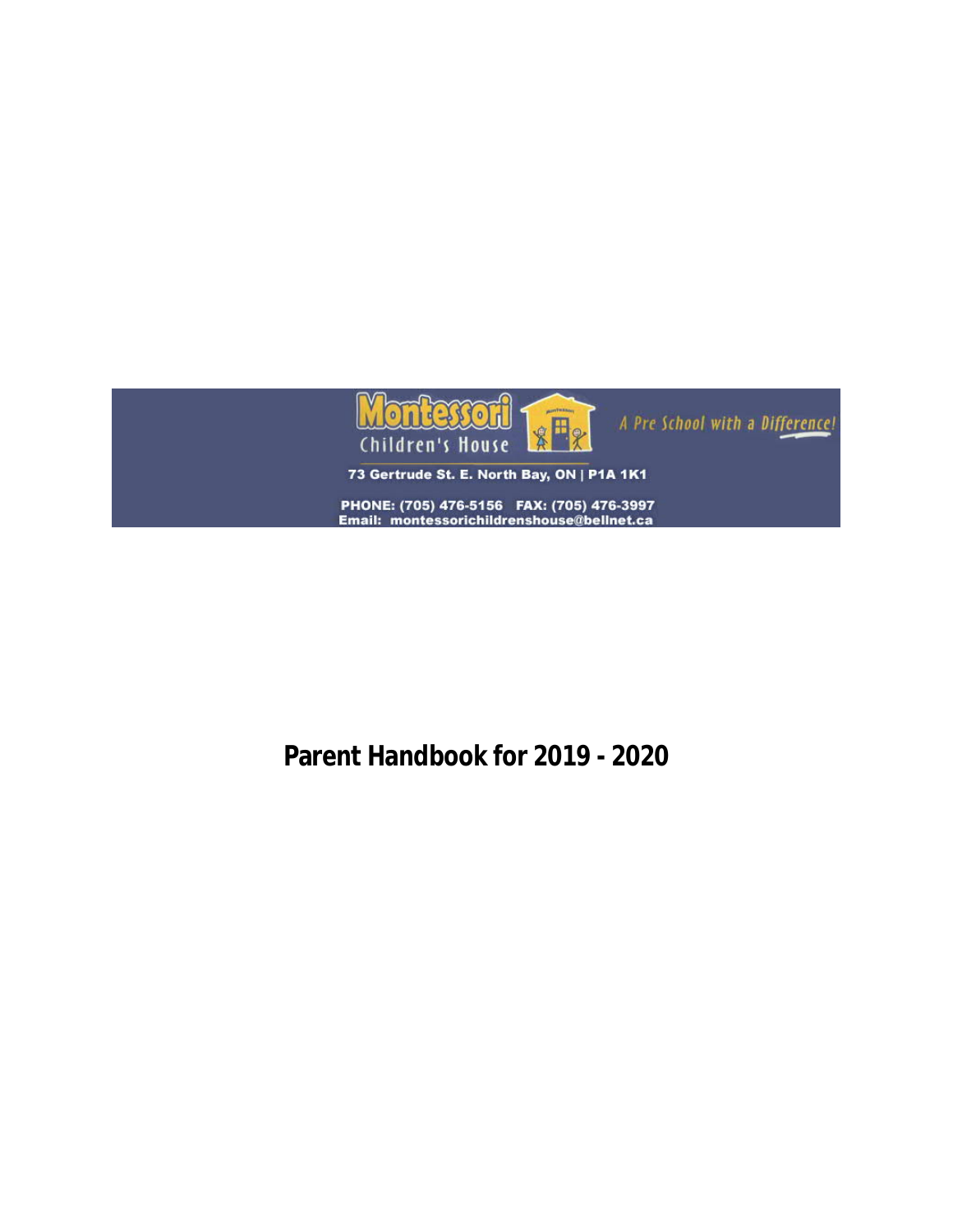Montessori Children's House

A Pre School with a Difference!

73 Gertrude St. E. North Bay, ON | P1A 1K1

PHONE: (705) 476-5156 FAX: (705) 476-3997
Email: montessorichildrenshouse@bellnet.ca

# Parent Handbook for 2019 - 2020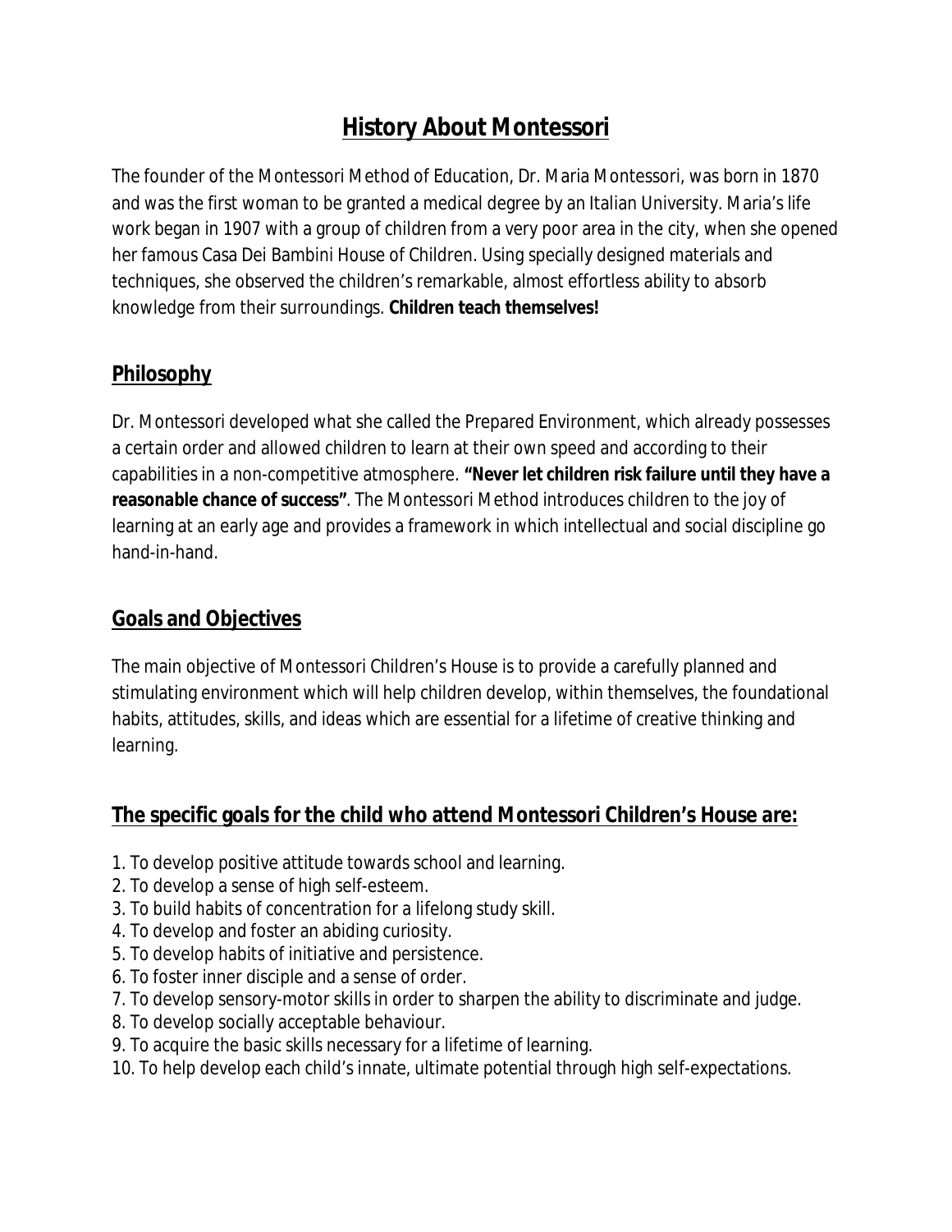# History About Montessori

The founder of the Montessori Method of Education, Dr. Maria Montessori, was born in 1870 and was the first woman to be granted a medical degree by an Italian University. Maria's life work began in 1907 with a group of children from a very poor area in the city, when she opened her famous Casa Dei Bambini House of Children. Using specially designed materials and techniques, she observed the children's remarkable, almost effortless ability to absorb knowledge from their surroundings. **Children teach themselves!**

## Philosophy

Dr. Montessori developed what she called the Prepared Environment, which already possesses a certain order and allowed children to learn at their own speed and according to their capabilities in a non-competitive atmosphere. **"Never let children risk failure until they have a reasonable chance of success"**. The Montessori Method introduces children to the joy of learning at an early age and provides a framework in which intellectual and social discipline go hand-in-hand.

## Goals and Objectives

The main objective of Montessori Children's House is to provide a carefully planned and stimulating environment which will help children develop, within themselves, the foundational habits, attitudes, skills, and ideas which are essential for a lifetime of creative thinking and learning.

## The specific goals for the child who attend Montessori Children's House are:

1. To develop positive attitude towards school and learning.
2. To develop a sense of high self-esteem.
3. To build habits of concentration for a lifelong study skill.
4. To develop and foster an abiding curiosity.
5. To develop habits of initiative and persistence.
6. To foster inner disciple and a sense of order.
7. To develop sensory-motor skills in order to sharpen the ability to discriminate and judge.
8. To develop socially acceptable behaviour.
9. To acquire the basic skills necessary for a lifetime of learning.
10. To help develop each child's innate, ultimate potential through high self-expectations.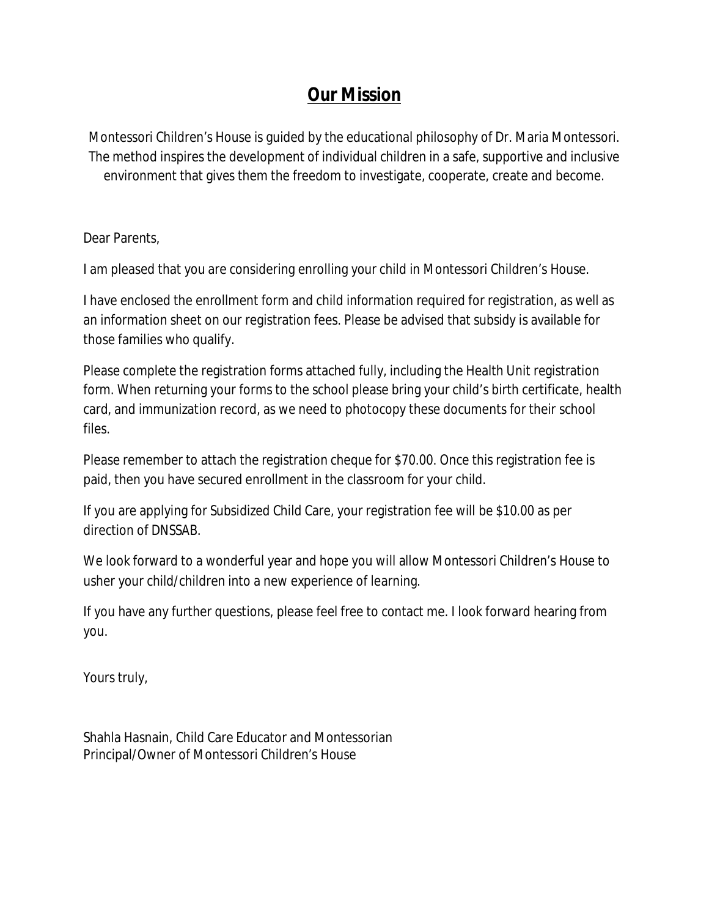# Our Mission

Montessori Children's House is guided by the educational philosophy of Dr. Maria Montessori. The method inspires the development of individual children in a safe, supportive and inclusive environment that gives them the freedom to investigate, cooperate, create and become.

Dear Parents,

I am pleased that you are considering enrolling your child in Montessori Children's House.

I have enclosed the enrollment form and child information required for registration, as well as an information sheet on our registration fees. Please be advised that subsidy is available for those families who qualify.

Please complete the registration forms attached fully, including the Health Unit registration form. When returning your forms to the school please bring your child's birth certificate, health card, and immunization record, as we need to photocopy these documents for their school files.

Please remember to attach the registration cheque for $70.00. Once this registration fee is paid, then you have secured enrollment in the classroom for your child.

If you are applying for Subsidized Child Care, your registration fee will be $10.00 as per direction of DNSSAB.

We look forward to a wonderful year and hope you will allow Montessori Children's House to usher your child/children into a new experience of learning.

If you have any further questions, please feel free to contact me. I look forward hearing from you.

Yours truly,

Shahla Hasnain, Child Care Educator and Montessorian
Principal/Owner of Montessori Children's House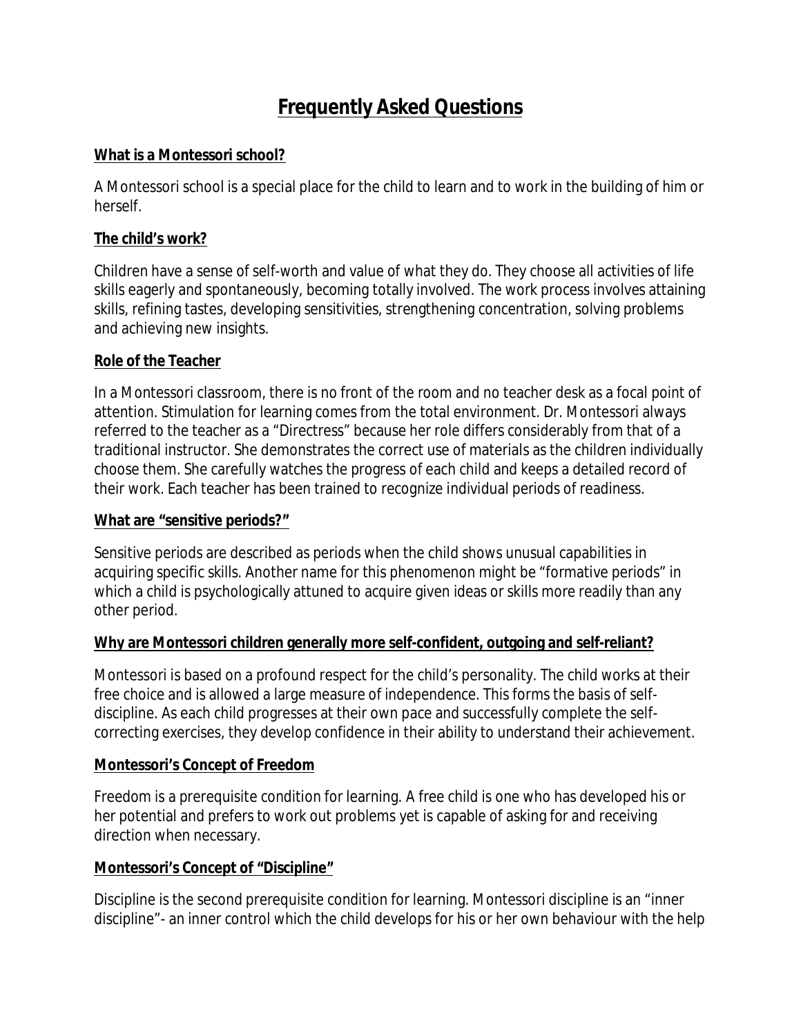# Frequently Asked Questions

**What is a Montessori school?**

A Montessori school is a special place for the child to learn and to work in the building of him or herself.

**The child's work?**

Children have a sense of self-worth and value of what they do. They choose all activities of life skills eagerly and spontaneously, becoming totally involved. The work process involves attaining skills, refining tastes, developing sensitivities, strengthening concentration, solving problems and achieving new insights.

**Role of the Teacher**

In a Montessori classroom, there is no front of the room and no teacher desk as a focal point of attention. Stimulation for learning comes from the total environment. Dr. Montessori always referred to the teacher as a "Directress" because her role differs considerably from that of a traditional instructor. She demonstrates the correct use of materials as the children individually choose them. She carefully watches the progress of each child and keeps a detailed record of their work. Each teacher has been trained to recognize individual periods of readiness.

**What are "sensitive periods?"**

Sensitive periods are described as periods when the child shows unusual capabilities in acquiring specific skills. Another name for this phenomenon might be "formative periods" in which a child is psychologically attuned to acquire given ideas or skills more readily than any other period.

**Why are Montessori children generally more self-confident, outgoing and self-reliant?**

Montessori is based on a profound respect for the child's personality. The child works at their free choice and is allowed a large measure of independence. This forms the basis of self-discipline. As each child progresses at their own pace and successfully complete the self-correcting exercises, they develop confidence in their ability to understand their achievement.

**Montessori's Concept of Freedom**

Freedom is a prerequisite condition for learning. A free child is one who has developed his or her potential and prefers to work out problems yet is capable of asking for and receiving direction when necessary.

**Montessori's Concept of "Discipline"**

Discipline is the second prerequisite condition for learning. Montessori discipline is an "inner discipline"- an inner control which the child develops for his or her own behaviour with the help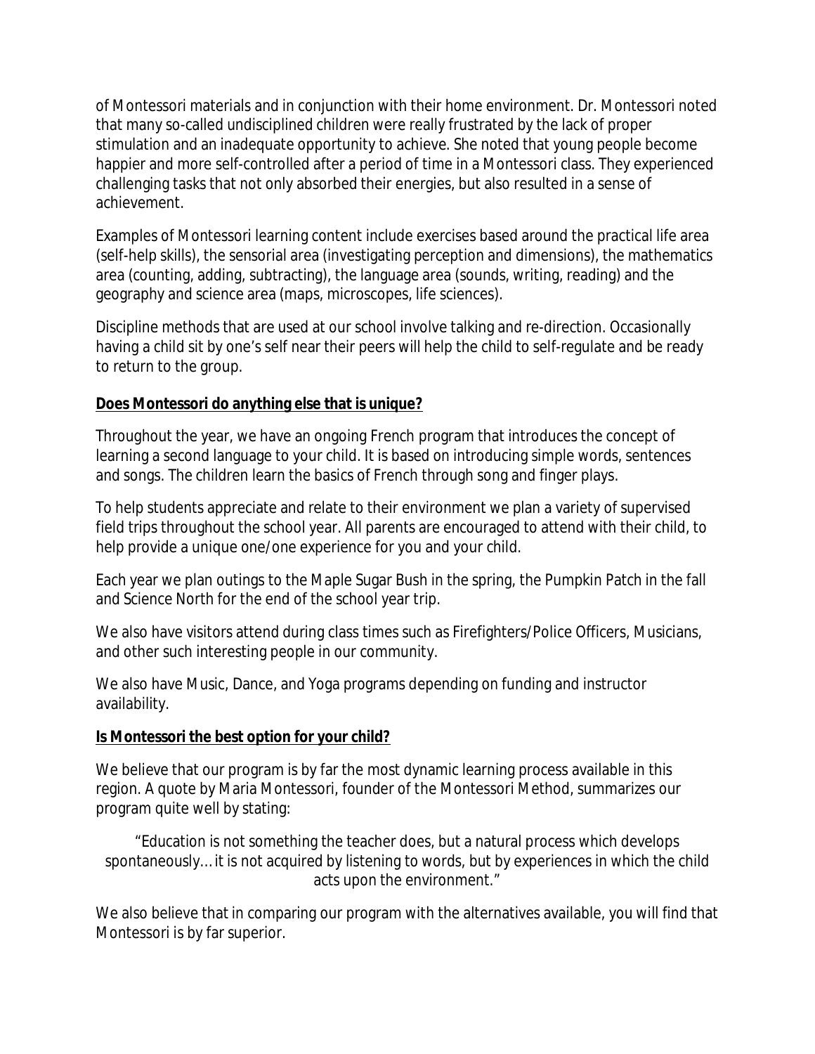of Montessori materials and in conjunction with their home environment. Dr. Montessori noted that many so-called undisciplined children were really frustrated by the lack of proper stimulation and an inadequate opportunity to achieve. She noted that young people become happier and more self-controlled after a period of time in a Montessori class. They experienced challenging tasks that not only absorbed their energies, but also resulted in a sense of achievement.

Examples of Montessori learning content include exercises based around the practical life area (self-help skills), the sensorial area (investigating perception and dimensions), the mathematics area (counting, adding, subtracting), the language area (sounds, writing, reading) and the geography and science area (maps, microscopes, life sciences).

Discipline methods that are used at our school involve talking and re-direction. Occasionally having a child sit by one's self near their peers will help the child to self-regulate and be ready to return to the group.

**Does Montessori do anything else that is unique?**

Throughout the year, we have an ongoing French program that introduces the concept of learning a second language to your child. It is based on introducing simple words, sentences and songs. The children learn the basics of French through song and finger plays.

To help students appreciate and relate to their environment we plan a variety of supervised field trips throughout the school year. All parents are encouraged to attend with their child, to help provide a unique one/one experience for you and your child.

Each year we plan outings to the Maple Sugar Bush in the spring, the Pumpkin Patch in the fall and Science North for the end of the school year trip.

We also have visitors attend during class times such as Firefighters/Police Officers, Musicians, and other such interesting people in our community.

We also have Music, Dance, and Yoga programs depending on funding and instructor availability.

**Is Montessori the best option for your child?**

We believe that our program is by far the most dynamic learning process available in this region. A quote by Maria Montessori, founder of the Montessori Method, summarizes our program quite well by stating:

> "Education is not something the teacher does, but a natural process which develops spontaneously… it is not acquired by listening to words, but by experiences in which the child acts upon the environment."

We also believe that in comparing our program with the alternatives available, you will find that Montessori is by far superior.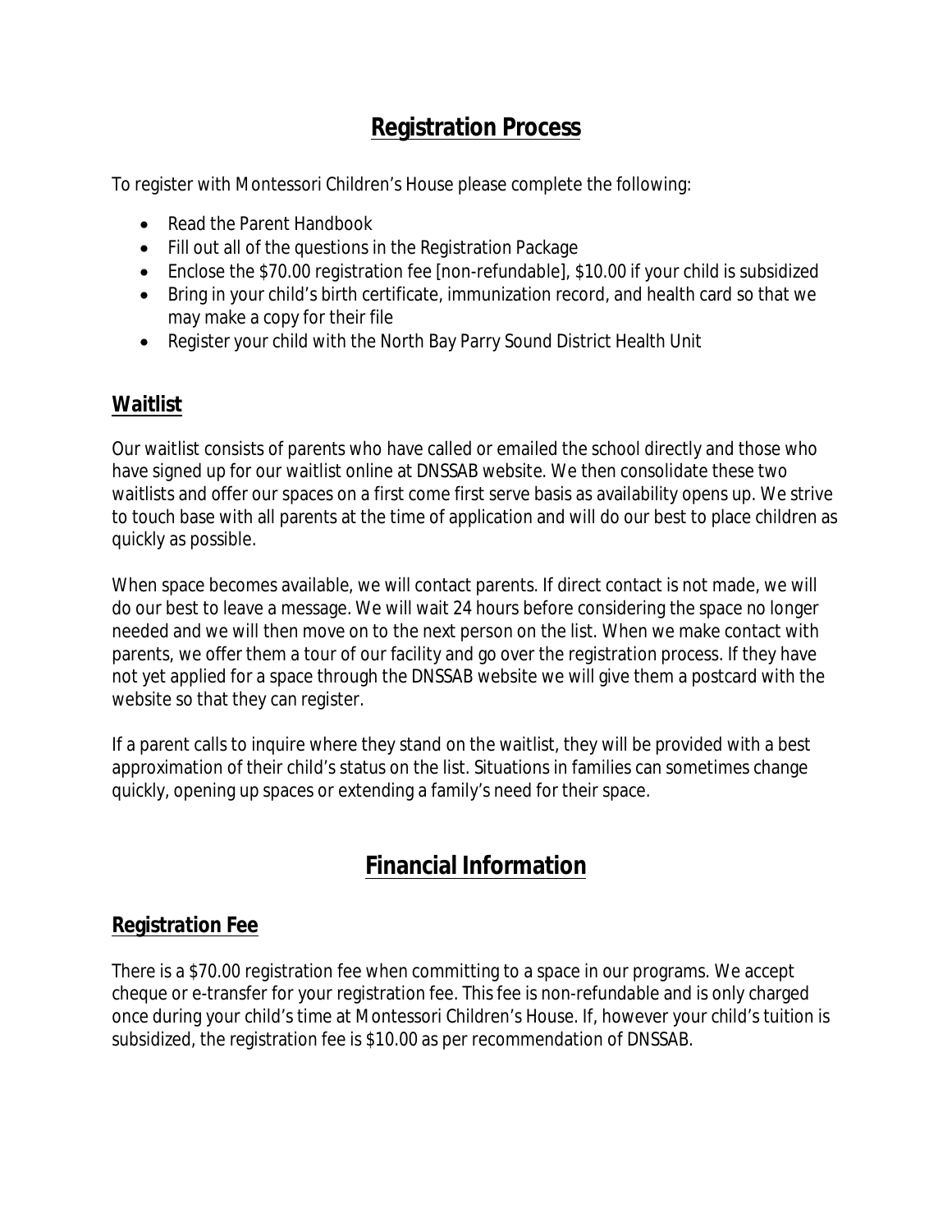## Registration Process

To register with Montessori Children's House please complete the following:

- Read the Parent Handbook
- Fill out all of the questions in the Registration Package
- Enclose the $70.00 registration fee [non-refundable], $10.00 if your child is subsidized
- Bring in your child's birth certificate, immunization record, and health card so that we may make a copy for their file
- Register your child with the North Bay Parry Sound District Health Unit

### Waitlist

Our waitlist consists of parents who have called or emailed the school directly and those who have signed up for our waitlist online at DNSSAB website. We then consolidate these two waitlists and offer our spaces on a first come first serve basis as availability opens up. We strive to touch base with all parents at the time of application and will do our best to place children as quickly as possible.

When space becomes available, we will contact parents. If direct contact is not made, we will do our best to leave a message. We will wait 24 hours before considering the space no longer needed and we will then move on to the next person on the list. When we make contact with parents, we offer them a tour of our facility and go over the registration process. If they have not yet applied for a space through the DNSSAB website we will give them a postcard with the website so that they can register.

If a parent calls to inquire where they stand on the waitlist, they will be provided with a best approximation of their child's status on the list. Situations in families can sometimes change quickly, opening up spaces or extending a family's need for their space.

## Financial Information

### Registration Fee

There is a $70.00 registration fee when committing to a space in our programs. We accept cheque or e-transfer for your registration fee. This fee is non-refundable and is only charged once during your child's time at Montessori Children's House. If, however your child's tuition is subsidized, the registration fee is $10.00 as per recommendation of DNSSAB.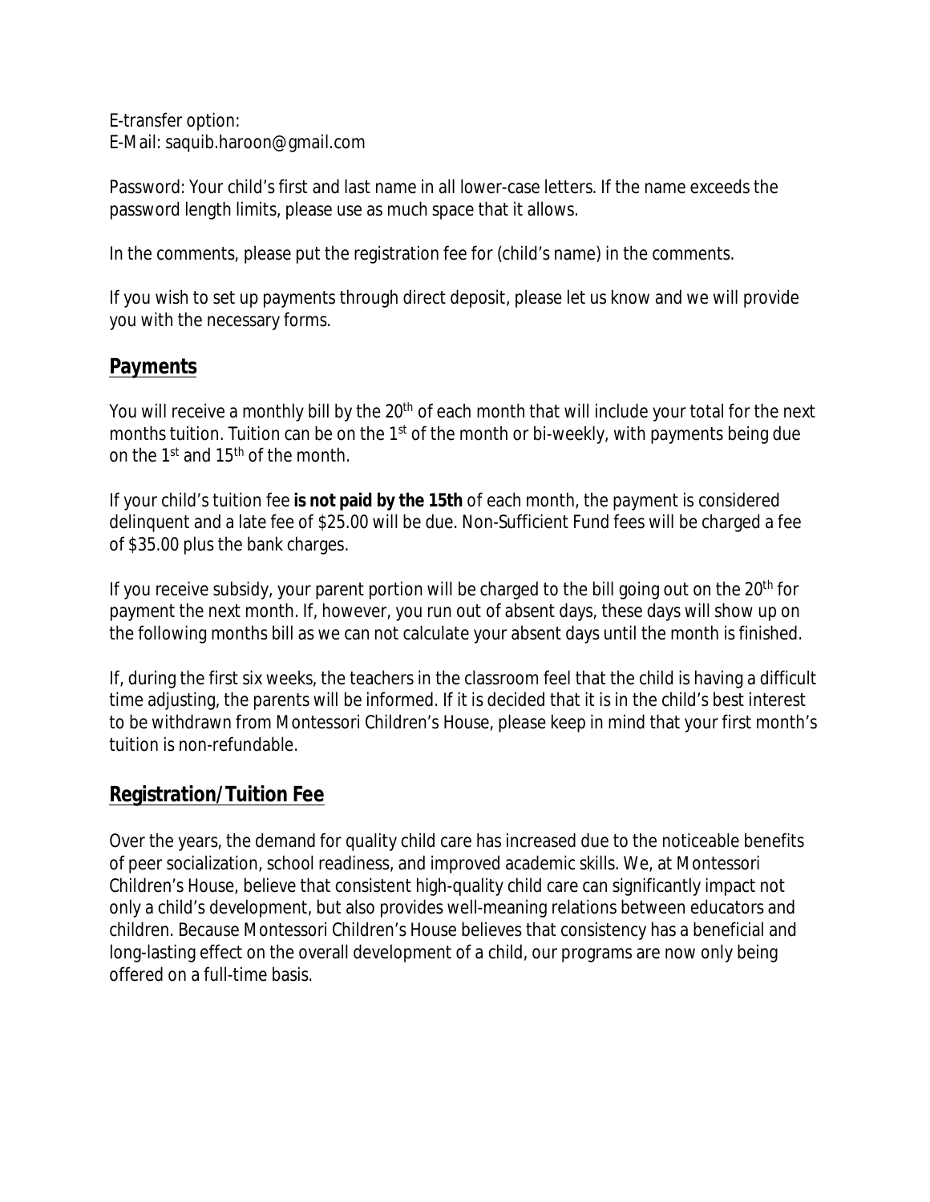E-transfer option:
E-Mail: saquib.haroon@gmail.com

Password: Your child's first and last name in all lower-case letters. If the name exceeds the password length limits, please use as much space that it allows.

In the comments, please put the registration fee for (child's name) in the comments.

If you wish to set up payments through direct deposit, please let us know and we will provide you with the necessary forms.

## Payments

You will receive a monthly bill by the 20th of each month that will include your total for the next months tuition. Tuition can be on the 1st of the month or bi-weekly, with payments being due on the 1st and 15th of the month.

If your child's tuition fee **is not paid by the 15th** of each month, the payment is considered delinquent and a late fee of $25.00 will be due. Non-Sufficient Fund fees will be charged a fee of $35.00 plus the bank charges.

If you receive subsidy, your parent portion will be charged to the bill going out on the 20th for payment the next month. If, however, you run out of absent days, these days will show up on the following months bill as we can not calculate your absent days until the month is finished.

If, during the first six weeks, the teachers in the classroom feel that the child is having a difficult time adjusting, the parents will be informed. If it is decided that it is in the child's best interest to be withdrawn from Montessori Children's House, please keep in mind that your first month's tuition is non-refundable.

## Registration/Tuition Fee

Over the years, the demand for quality child care has increased due to the noticeable benefits of peer socialization, school readiness, and improved academic skills. We, at Montessori Children's House, believe that consistent high-quality child care can significantly impact not only a child's development, but also provides well-meaning relations between educators and children. Because Montessori Children's House believes that consistency has a beneficial and long-lasting effect on the overall development of a child, our programs are now only being offered on a full-time basis.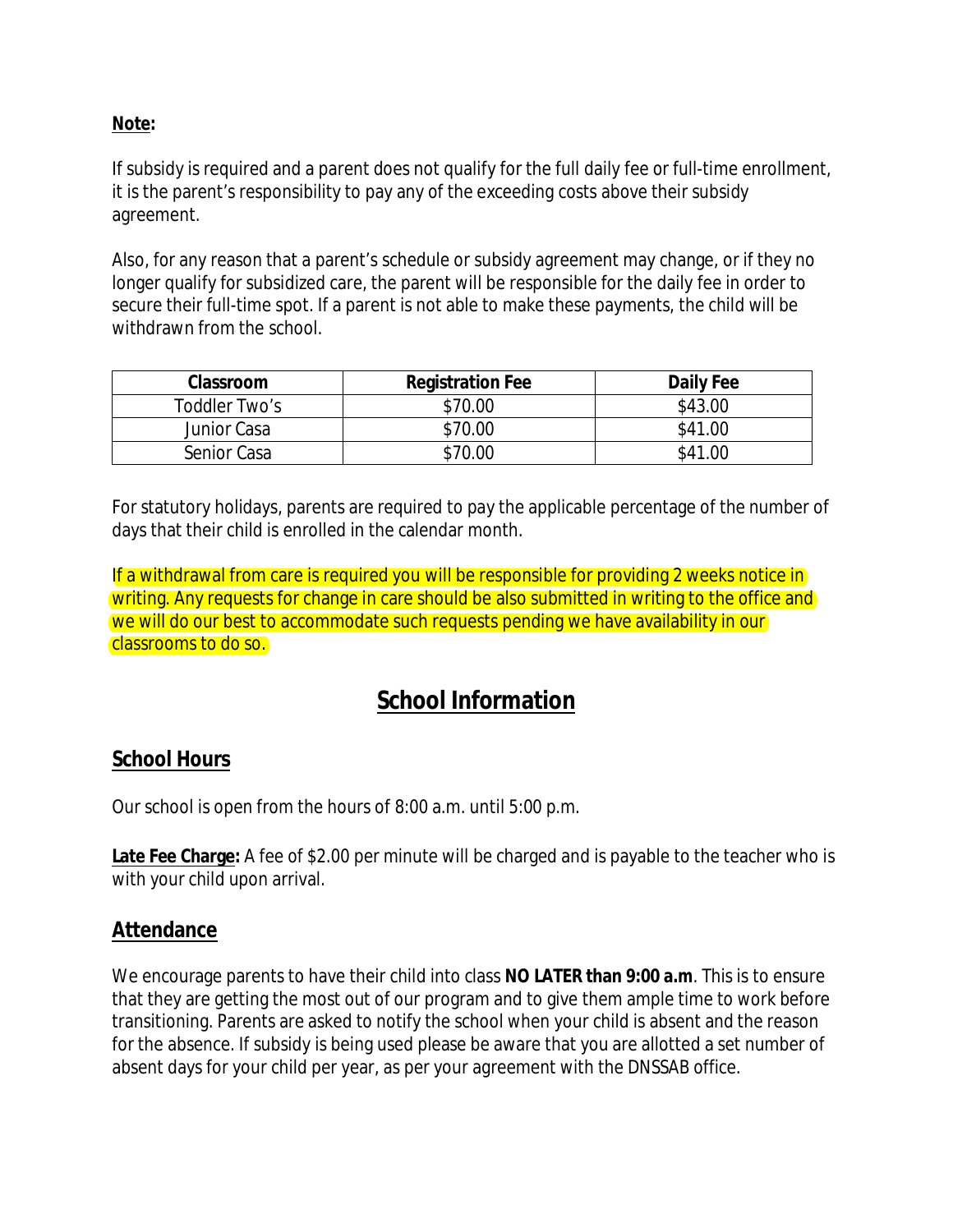**Note:**

If subsidy is required and a parent does not qualify for the full daily fee or full-time enrollment, it is the parent's responsibility to pay any of the exceeding costs above their subsidy agreement.

Also, for any reason that a parent's schedule or subsidy agreement may change, or if they no longer qualify for subsidized care, the parent will be responsible for the daily fee in order to secure their full-time spot. If a parent is not able to make these payments, the child will be withdrawn from the school.

| Classroom | Registration Fee | Daily Fee |
| --- | --- | --- |
| Toddler Two's | $70.00 | $43.00 |
| Junior Casa | $70.00 | $41.00 |
| Senior Casa | $70.00 | $41.00 |

For statutory holidays, parents are required to pay the applicable percentage of the number of days that their child is enrolled in the calendar month.

If a withdrawal from care is required you will be responsible for providing 2 weeks notice in writing. Any requests for change in care should be also submitted in writing to the office and we will do our best to accommodate such requests pending we have availability in our classrooms to do so.

# School Information

## School Hours

Our school is open from the hours of 8:00 a.m. until 5:00 p.m.

**Late Fee Charge:** A fee of $2.00 per minute will be charged and is payable to the teacher who is with your child upon arrival.

## Attendance

We encourage parents to have their child into class **NO LATER than 9:00 a.m**. This is to ensure that they are getting the most out of our program and to give them ample time to work before transitioning. Parents are asked to notify the school when your child is absent and the reason for the absence. If subsidy is being used please be aware that you are allotted a set number of absent days for your child per year, as per your agreement with the DNSSAB office.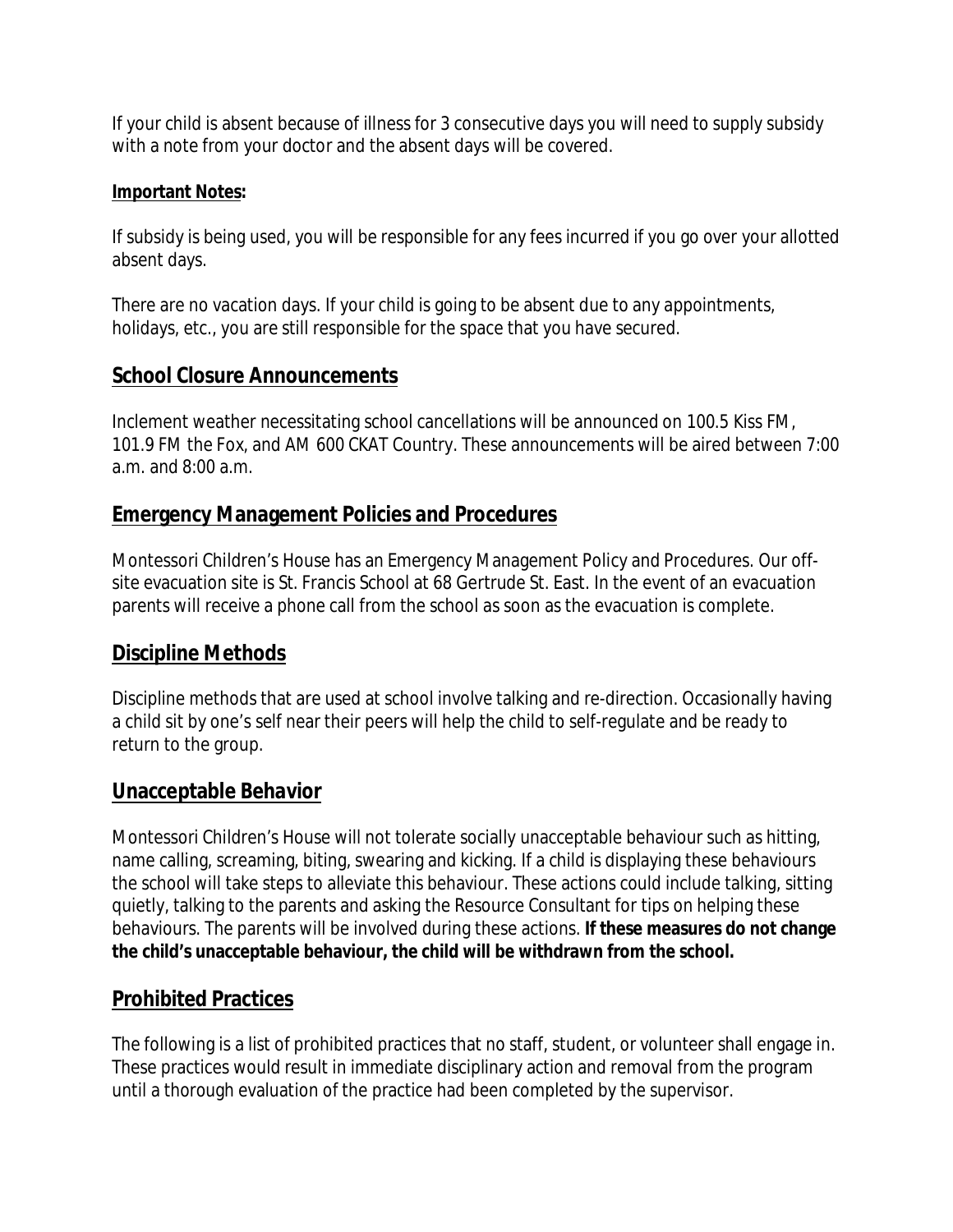If your child is absent because of illness for 3 consecutive days you will need to supply subsidy with a note from your doctor and the absent days will be covered.

**Important Notes:**

If subsidy is being used, you will be responsible for any fees incurred if you go over your allotted absent days.

There are no vacation days. If your child is going to be absent due to any appointments, holidays, etc., you are still responsible for the space that you have secured.

## School Closure Announcements

Inclement weather necessitating school cancellations will be announced on 100.5 Kiss FM, 101.9 FM the Fox, and AM 600 CKAT Country. These announcements will be aired between 7:00 a.m. and 8:00 a.m.

## Emergency Management Policies and Procedures

Montessori Children's House has an Emergency Management Policy and Procedures. Our off-site evacuation site is St. Francis School at 68 Gertrude St. East. In the event of an evacuation parents will receive a phone call from the school as soon as the evacuation is complete.

## Discipline Methods

Discipline methods that are used at school involve talking and re-direction. Occasionally having a child sit by one's self near their peers will help the child to self-regulate and be ready to return to the group.

## Unacceptable Behavior

Montessori Children's House will not tolerate socially unacceptable behaviour such as hitting, name calling, screaming, biting, swearing and kicking. If a child is displaying these behaviours the school will take steps to alleviate this behaviour. These actions could include talking, sitting quietly, talking to the parents and asking the Resource Consultant for tips on helping these behaviours. The parents will be involved during these actions. **If these measures do not change the child's unacceptable behaviour, the child will be withdrawn from the school.**

## Prohibited Practices

The following is a list of prohibited practices that no staff, student, or volunteer shall engage in. These practices would result in immediate disciplinary action and removal from the program until a thorough evaluation of the practice had been completed by the supervisor.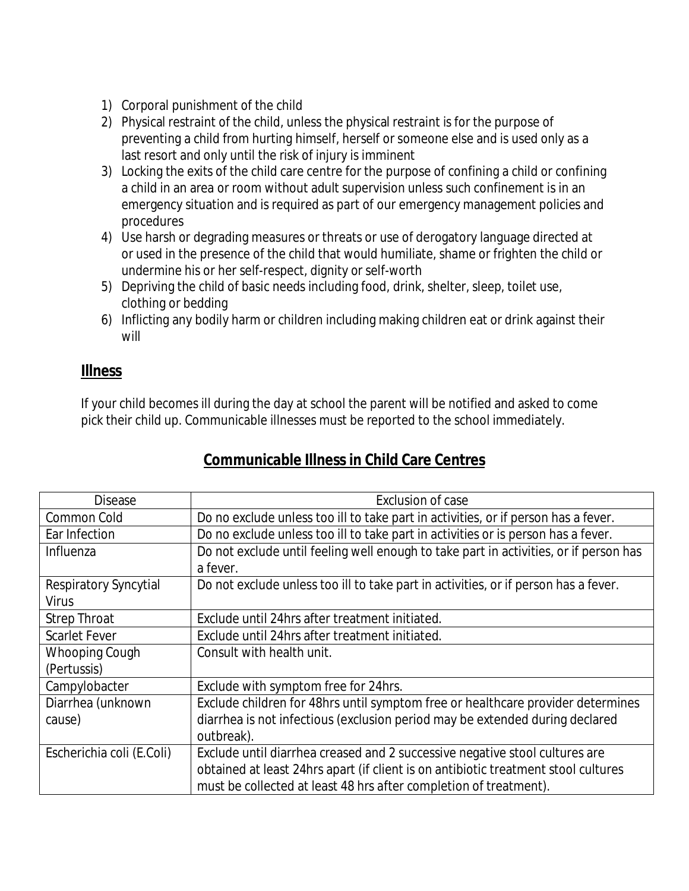1) Corporal punishment of the child
2) Physical restraint of the child, unless the physical restraint is for the purpose of preventing a child from hurting himself, herself or someone else and is used only as a last resort and only until the risk of injury is imminent
3) Locking the exits of the child care centre for the purpose of confining a child or confining a child in an area or room without adult supervision unless such confinement is in an emergency situation and is required as part of our emergency management policies and procedures
4) Use harsh or degrading measures or threats or use of derogatory language directed at or used in the presence of the child that would humiliate, shame or frighten the child or undermine his or her self-respect, dignity or self-worth
5) Depriving the child of basic needs including food, drink, shelter, sleep, toilet use, clothing or bedding
6) Inflicting any bodily harm or children including making children eat or drink against their will

## Illness

If your child becomes ill during the day at school the parent will be notified and asked to come pick their child up. Communicable illnesses must be reported to the school immediately.

## Communicable Illness in Child Care Centres

| Disease | Exclusion of case |
|---|---|
| Common Cold | Do no exclude unless too ill to take part in activities, or if person has a fever. |
| Ear Infection | Do no exclude unless too ill to take part in activities or is person has a fever. |
| Influenza | Do not exclude until feeling well enough to take part in activities, or if person has a fever. |
| Respiratory Syncytial Virus | Do not exclude unless too ill to take part in activities, or if person has a fever. |
| Strep Throat | Exclude until 24hrs after treatment initiated. |
| Scarlet Fever | Exclude until 24hrs after treatment initiated. |
| Whooping Cough (Pertussis) | Consult with health unit. |
| Campylobacter | Exclude with symptom free for 24hrs. |
| Diarrhea (unknown cause) | Exclude children for 48hrs until symptom free or healthcare provider determines diarrhea is not infectious (exclusion period may be extended during declared outbreak). |
| Escherichia coli (E.Coli) | Exclude until diarrhea creased and 2 successive negative stool cultures are obtained at least 24hrs apart (if client is on antibiotic treatment stool cultures must be collected at least 48 hrs after completion of treatment). |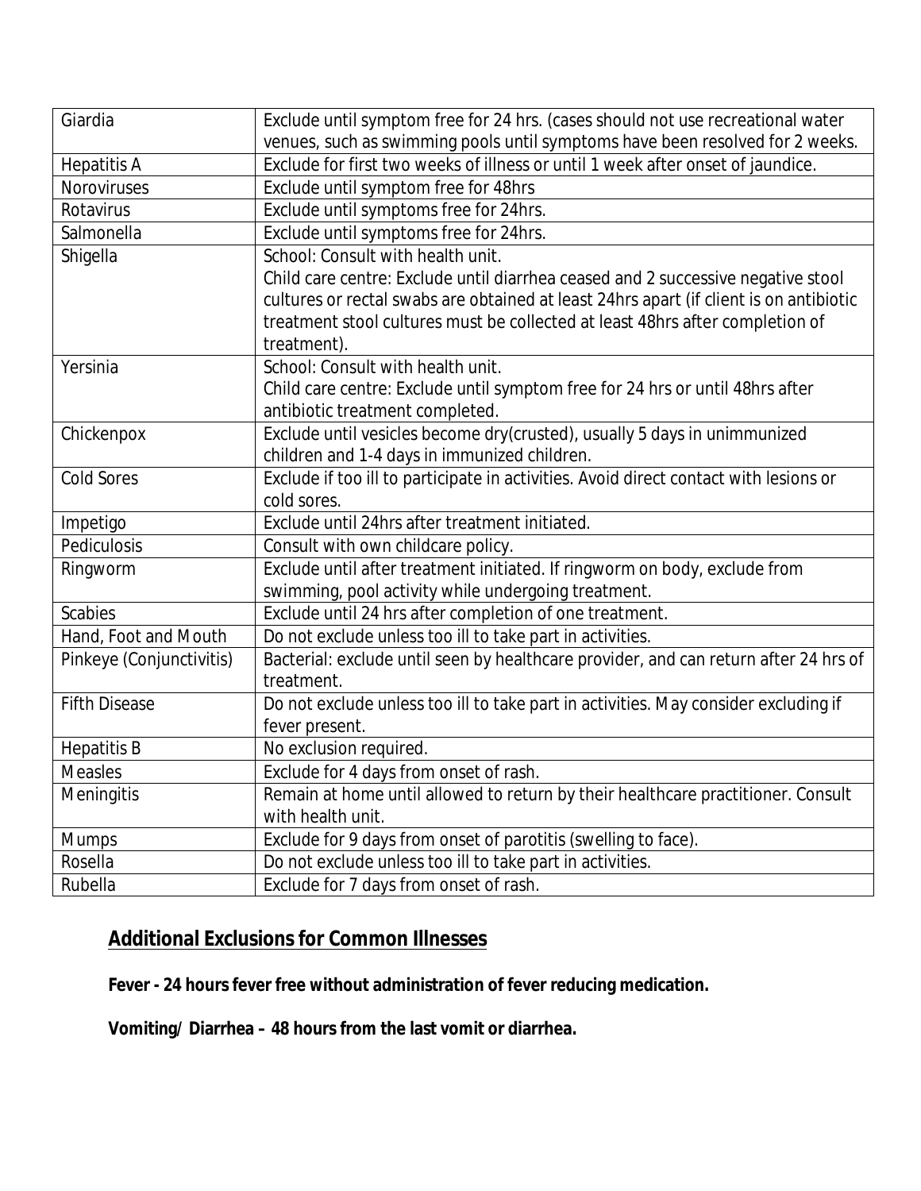| Giardia | Exclude until symptom free for 24 hrs. (cases should not use recreational water venues, such as swimming pools until symptoms have been resolved for 2 weeks. |
|---|---|
| Hepatitis A | Exclude for first two weeks of illness or until 1 week after onset of jaundice. |
| Noroviruses | Exclude until symptom free for 48hrs |
| Rotavirus | Exclude until symptoms free for 24hrs. |
| Salmonella | Exclude until symptoms free for 24hrs. |
| Shigella | School: Consult with health unit.<br>Child care centre: Exclude until diarrhea ceased and 2 successive negative stool cultures or rectal swabs are obtained at least 24hrs apart (if client is on antibiotic treatment stool cultures must be collected at least 48hrs after completion of treatment). |
| Yersinia | School: Consult with health unit.<br>Child care centre: Exclude until symptom free for 24 hrs or until 48hrs after antibiotic treatment completed. |
| Chickenpox | Exclude until vesicles become dry(crusted), usually 5 days in unimmunized children and 1-4 days in immunized children. |
| Cold Sores | Exclude if too ill to participate in activities. Avoid direct contact with lesions or cold sores. |
| Impetigo | Exclude until 24hrs after treatment initiated. |
| Pediculosis | Consult with own childcare policy. |
| Ringworm | Exclude until after treatment initiated. If ringworm on body, exclude from swimming, pool activity while undergoing treatment. |
| Scabies | Exclude until 24 hrs after completion of one treatment. |
| Hand, Foot and Mouth | Do not exclude unless too ill to take part in activities. |
| Pinkeye (Conjunctivitis) | Bacterial: exclude until seen by healthcare provider, and can return after 24 hrs of treatment. |
| Fifth Disease | Do not exclude unless too ill to take part in activities. May consider excluding if fever present. |
| Hepatitis B | No exclusion required. |
| Measles | Exclude for 4 days from onset of rash. |
| Meningitis | Remain at home until allowed to return by their healthcare practitioner. Consult with health unit. |
| Mumps | Exclude for 9 days from onset of parotitis (swelling to face). |
| Rosella | Do not exclude unless too ill to take part in activities. |
| Rubella | Exclude for 7 days from onset of rash. |

## Additional Exclusions for Common Illnesses

**Fever - 24 hours fever free without administration of fever reducing medication.**

**Vomiting/ Diarrhea – 48 hours from the last vomit or diarrhea.**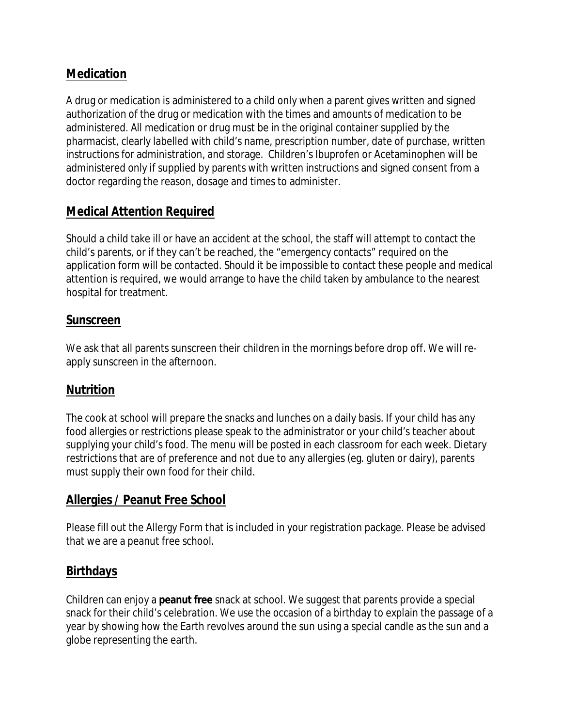## Medication

A drug or medication is administered to a child only when a parent gives written and signed authorization of the drug or medication with the times and amounts of medication to be administered. All medication or drug must be in the original container supplied by the pharmacist, clearly labelled with child's name, prescription number, date of purchase, written instructions for administration, and storage. Children's Ibuprofen or Acetaminophen will be administered only if supplied by parents with written instructions and signed consent from a doctor regarding the reason, dosage and times to administer.

## Medical Attention Required

Should a child take ill or have an accident at the school, the staff will attempt to contact the child's parents, or if they can't be reached, the "emergency contacts" required on the application form will be contacted. Should it be impossible to contact these people and medical attention is required, we would arrange to have the child taken by ambulance to the nearest hospital for treatment.

## Sunscreen

We ask that all parents sunscreen their children in the mornings before drop off. We will re-apply sunscreen in the afternoon.

## Nutrition

The cook at school will prepare the snacks and lunches on a daily basis. If your child has any food allergies or restrictions please speak to the administrator or your child's teacher about supplying your child's food. The menu will be posted in each classroom for each week. Dietary restrictions that are of preference and not due to any allergies (eg. gluten or dairy), parents must supply their own food for their child.

## Allergies / Peanut Free School

Please fill out the Allergy Form that is included in your registration package. Please be advised that we are a peanut free school.

## Birthdays

Children can enjoy a **peanut free** snack at school. We suggest that parents provide a special snack for their child's celebration. We use the occasion of a birthday to explain the passage of a year by showing how the Earth revolves around the sun using a special candle as the sun and a globe representing the earth.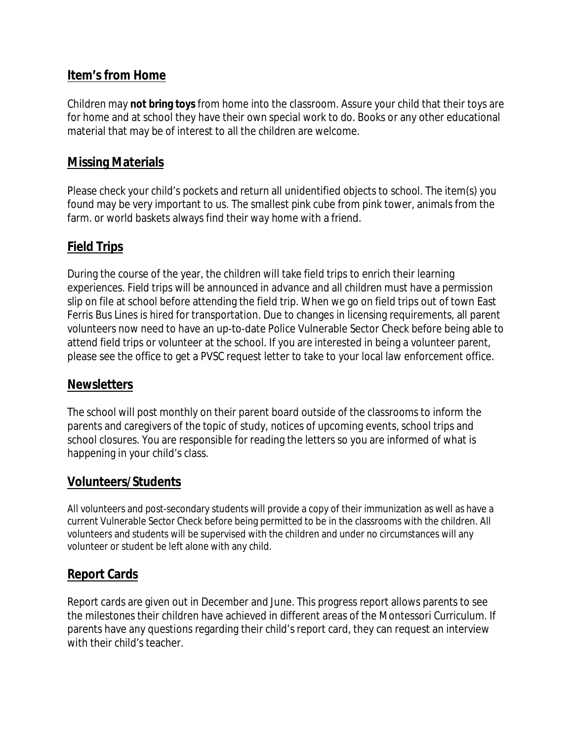## Item's from Home

Children may **not bring toys** from home into the classroom. Assure your child that their toys are for home and at school they have their own special work to do. Books or any other educational material that may be of interest to all the children are welcome.

## Missing Materials

Please check your child's pockets and return all unidentified objects to school. The item(s) you found may be very important to us. The smallest pink cube from pink tower, animals from the farm. or world baskets always find their way home with a friend.

## Field Trips

During the course of the year, the children will take field trips to enrich their learning experiences. Field trips will be announced in advance and all children must have a permission slip on file at school before attending the field trip. When we go on field trips out of town East Ferris Bus Lines is hired for transportation. Due to changes in licensing requirements, all parent volunteers now need to have an up-to-date Police Vulnerable Sector Check before being able to attend field trips or volunteer at the school. If you are interested in being a volunteer parent, please see the office to get a PVSC request letter to take to your local law enforcement office.

## Newsletters

The school will post monthly on their parent board outside of the classrooms to inform the parents and caregivers of the topic of study, notices of upcoming events, school trips and school closures. You are responsible for reading the letters so you are informed of what is happening in your child's class.

## Volunteers/Students

All volunteers and post-secondary students will provide a copy of their immunization as well as have a current Vulnerable Sector Check before being permitted to be in the classrooms with the children. All volunteers and students will be supervised with the children and under no circumstances will any volunteer or student be left alone with any child.

## Report Cards

Report cards are given out in December and June. This progress report allows parents to see the milestones their children have achieved in different areas of the Montessori Curriculum. If parents have any questions regarding their child's report card, they can request an interview with their child's teacher.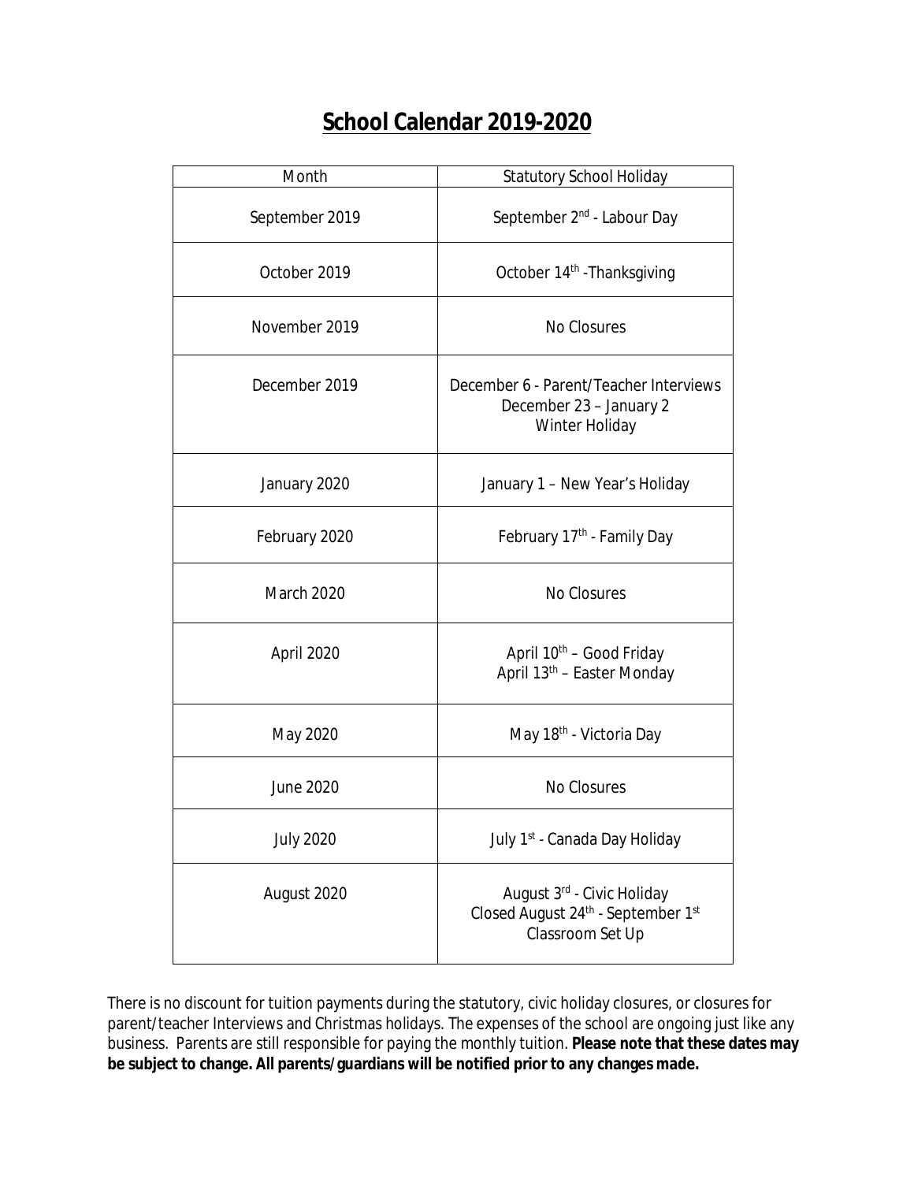# School Calendar 2019-2020

| Month | Statutory School Holiday |
| --- | --- |
| September 2019 | September 2nd - Labour Day |
| October 2019 | October 14th -Thanksgiving |
| November 2019 | No Closures |
| December 2019 | December 6 - Parent/Teacher Interviews<br>December 23 – January 2<br>Winter Holiday |
| January 2020 | January 1 – New Year's Holiday |
| February 2020 | February 17th - Family Day |
| March 2020 | No Closures |
| April 2020 | April 10th – Good Friday<br>April 13th – Easter Monday |
| May 2020 | May 18th - Victoria Day |
| June 2020 | No Closures |
| July 2020 | July 1st - Canada Day Holiday |
| August 2020 | August 3rd - Civic Holiday<br>Closed August 24th - September 1st<br>Classroom Set Up |

There is no discount for tuition payments during the statutory, civic holiday closures, or closures for parent/teacher Interviews and Christmas holidays. The expenses of the school are ongoing just like any business. Parents are still responsible for paying the monthly tuition. **Please note that these dates may be subject to change. All parents/guardians will be notified prior to any changes made.**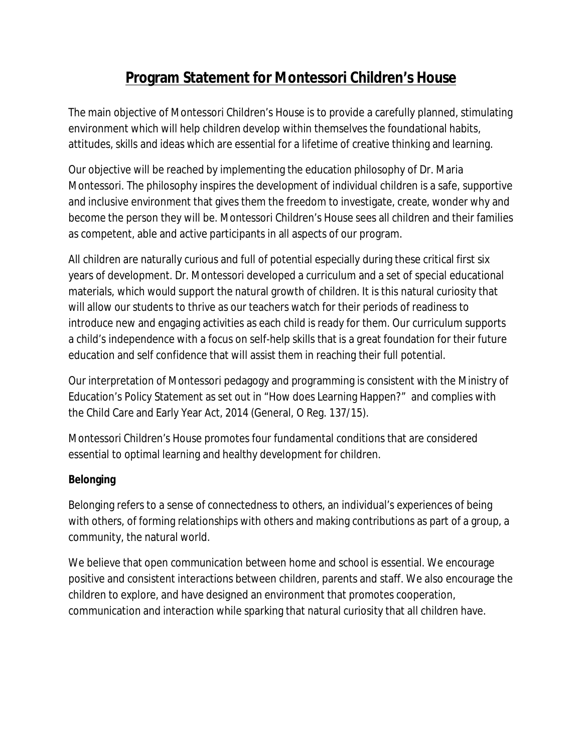# Program Statement for Montessori Children's House

The main objective of Montessori Children's House is to provide a carefully planned, stimulating environment which will help children develop within themselves the foundational habits, attitudes, skills and ideas which are essential for a lifetime of creative thinking and learning.

Our objective will be reached by implementing the education philosophy of Dr. Maria Montessori. The philosophy inspires the development of individual children is a safe, supportive and inclusive environment that gives them the freedom to investigate, create, wonder why and become the person they will be. Montessori Children's House sees all children and their families as competent, able and active participants in all aspects of our program.

All children are naturally curious and full of potential especially during these critical first six years of development. Dr. Montessori developed a curriculum and a set of special educational materials, which would support the natural growth of children. It is this natural curiosity that will allow our students to thrive as our teachers watch for their periods of readiness to introduce new and engaging activities as each child is ready for them. Our curriculum supports a child's independence with a focus on self-help skills that is a great foundation for their future education and self confidence that will assist them in reaching their full potential.

Our interpretation of Montessori pedagogy and programming is consistent with the Ministry of Education's Policy Statement as set out in "How does Learning Happen?" and complies with the Child Care and Early Year Act, 2014 (General, O Reg. 137/15).

Montessori Children's House promotes four fundamental conditions that are considered essential to optimal learning and healthy development for children.

**Belonging**

Belonging refers to a sense of connectedness to others, an individual's experiences of being with others, of forming relationships with others and making contributions as part of a group, a community, the natural world.

We believe that open communication between home and school is essential. We encourage positive and consistent interactions between children, parents and staff. We also encourage the children to explore, and have designed an environment that promotes cooperation, communication and interaction while sparking that natural curiosity that all children have.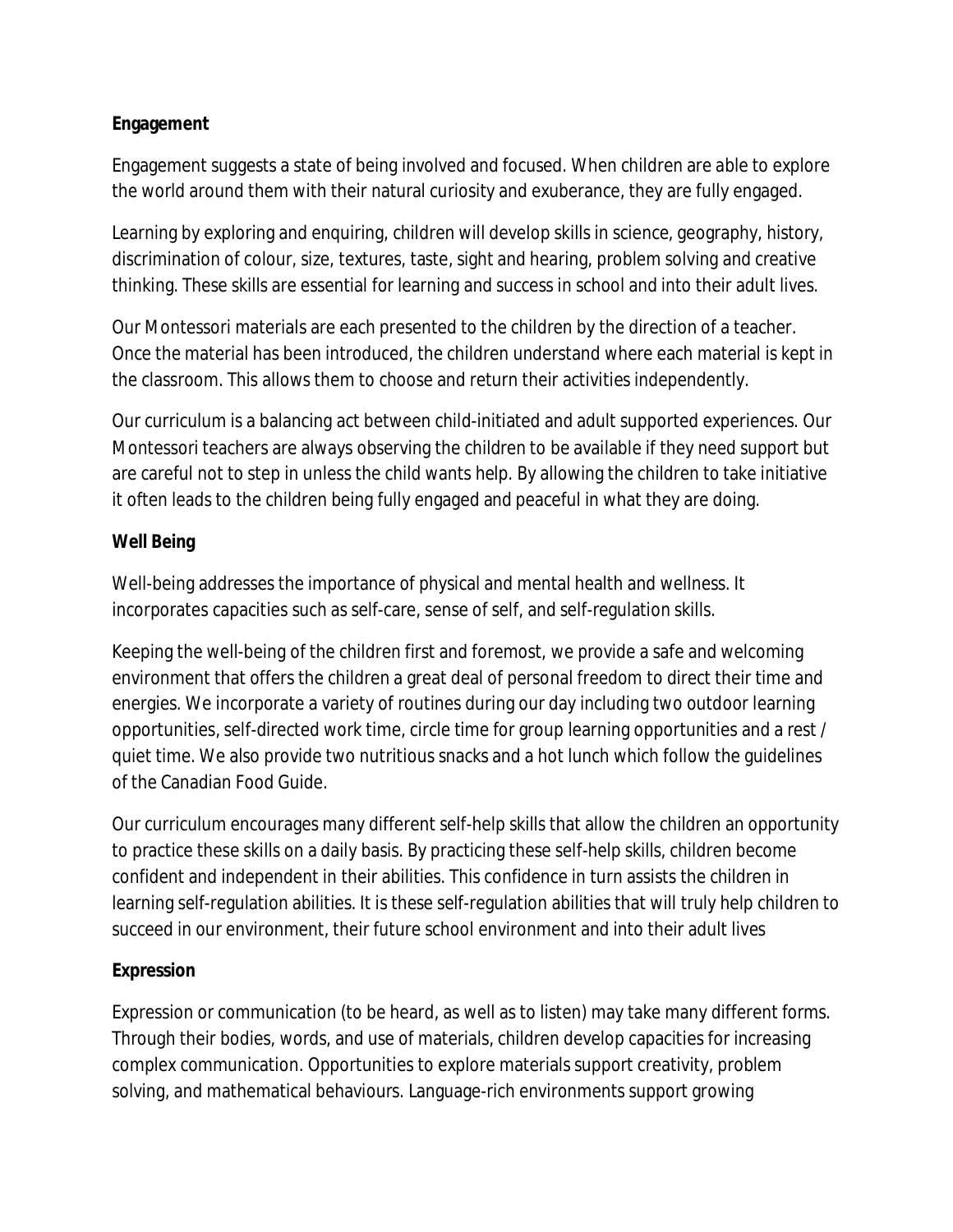**Engagement**

Engagement suggests a state of being involved and focused. When children are able to explore the world around them with their natural curiosity and exuberance, they are fully engaged.

Learning by exploring and enquiring, children will develop skills in science, geography, history, discrimination of colour, size, textures, taste, sight and hearing, problem solving and creative thinking. These skills are essential for learning and success in school and into their adult lives.

Our Montessori materials are each presented to the children by the direction of a teacher. Once the material has been introduced, the children understand where each material is kept in the classroom. This allows them to choose and return their activities independently.

Our curriculum is a balancing act between child-initiated and adult supported experiences. Our Montessori teachers are always observing the children to be available if they need support but are careful not to step in unless the child wants help. By allowing the children to take initiative it often leads to the children being fully engaged and peaceful in what they are doing.

**Well Being**

Well-being addresses the importance of physical and mental health and wellness. It incorporates capacities such as self-care, sense of self, and self-regulation skills.

Keeping the well-being of the children first and foremost, we provide a safe and welcoming environment that offers the children a great deal of personal freedom to direct their time and energies. We incorporate a variety of routines during our day including two outdoor learning opportunities, self-directed work time, circle time for group learning opportunities and a rest / quiet time. We also provide two nutritious snacks and a hot lunch which follow the guidelines of the Canadian Food Guide.

Our curriculum encourages many different self-help skills that allow the children an opportunity to practice these skills on a daily basis. By practicing these self-help skills, children become confident and independent in their abilities. This confidence in turn assists the children in learning self-regulation abilities. It is these self-regulation abilities that will truly help children to succeed in our environment, their future school environment and into their adult lives

**Expression**

Expression or communication (to be heard, as well as to listen) may take many different forms. Through their bodies, words, and use of materials, children develop capacities for increasing complex communication. Opportunities to explore materials support creativity, problem solving, and mathematical behaviours. Language-rich environments support growing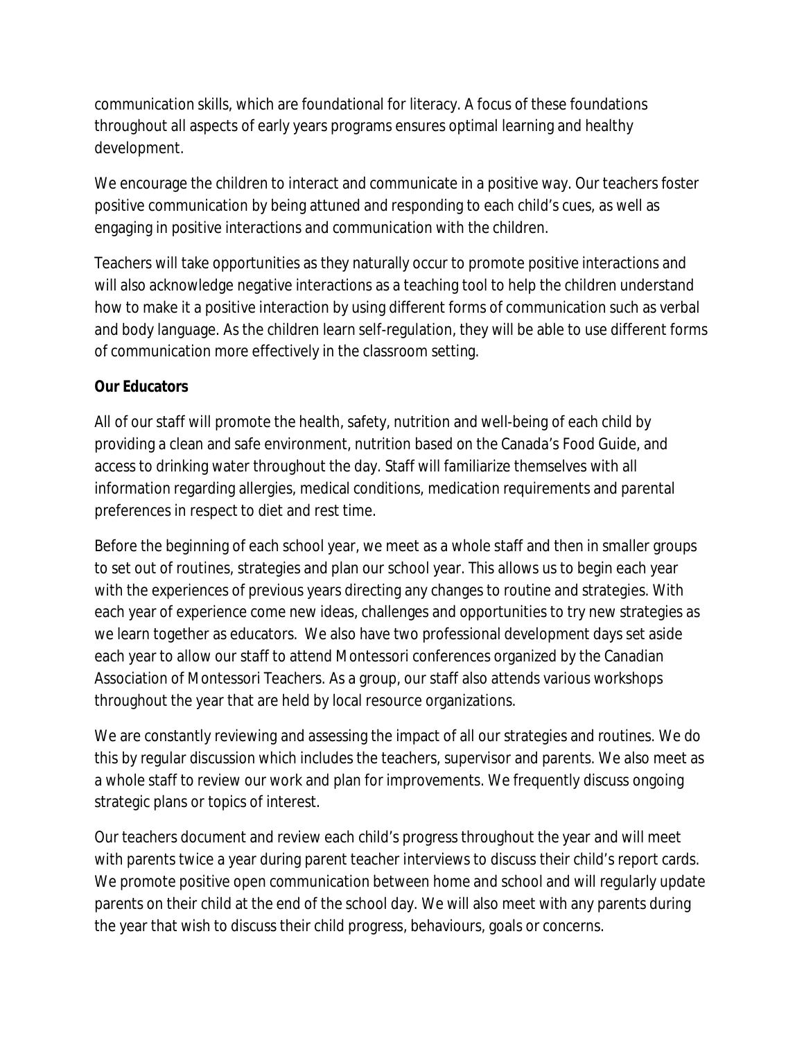communication skills, which are foundational for literacy. A focus of these foundations throughout all aspects of early years programs ensures optimal learning and healthy development.

We encourage the children to interact and communicate in a positive way. Our teachers foster positive communication by being attuned and responding to each child's cues, as well as engaging in positive interactions and communication with the children.

Teachers will take opportunities as they naturally occur to promote positive interactions and will also acknowledge negative interactions as a teaching tool to help the children understand how to make it a positive interaction by using different forms of communication such as verbal and body language. As the children learn self-regulation, they will be able to use different forms of communication more effectively in the classroom setting.

**Our Educators**

All of our staff will promote the health, safety, nutrition and well-being of each child by providing a clean and safe environment, nutrition based on the Canada's Food Guide, and access to drinking water throughout the day. Staff will familiarize themselves with all information regarding allergies, medical conditions, medication requirements and parental preferences in respect to diet and rest time.

Before the beginning of each school year, we meet as a whole staff and then in smaller groups to set out of routines, strategies and plan our school year. This allows us to begin each year with the experiences of previous years directing any changes to routine and strategies. With each year of experience come new ideas, challenges and opportunities to try new strategies as we learn together as educators. We also have two professional development days set aside each year to allow our staff to attend Montessori conferences organized by the Canadian Association of Montessori Teachers. As a group, our staff also attends various workshops throughout the year that are held by local resource organizations.

We are constantly reviewing and assessing the impact of all our strategies and routines. We do this by regular discussion which includes the teachers, supervisor and parents. We also meet as a whole staff to review our work and plan for improvements. We frequently discuss ongoing strategic plans or topics of interest.

Our teachers document and review each child's progress throughout the year and will meet with parents twice a year during parent teacher interviews to discuss their child's report cards. We promote positive open communication between home and school and will regularly update parents on their child at the end of the school day. We will also meet with any parents during the year that wish to discuss their child progress, behaviours, goals or concerns.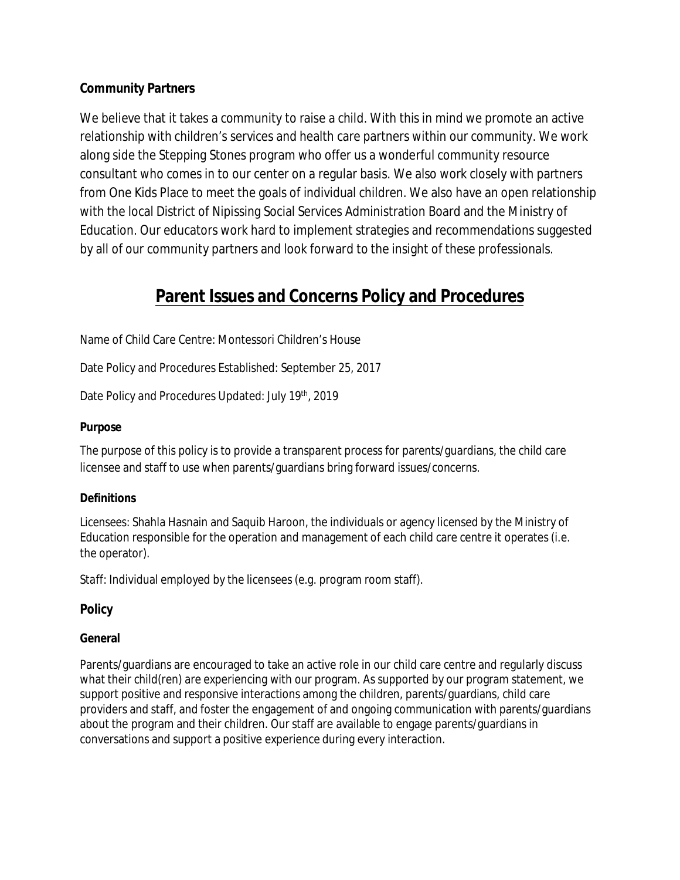**Community Partners**

We believe that it takes a community to raise a child. With this in mind we promote an active relationship with children's services and health care partners within our community. We work along side the Stepping Stones program who offer us a wonderful community resource consultant who comes in to our center on a regular basis. We also work closely with partners from One Kids Place to meet the goals of individual children. We also have an open relationship with the local District of Nipissing Social Services Administration Board and the Ministry of Education. Our educators work hard to implement strategies and recommendations suggested by all of our community partners and look forward to the insight of these professionals.

# Parent Issues and Concerns Policy and Procedures

Name of Child Care Centre: Montessori Children's House

Date Policy and Procedures Established: September 25, 2017

Date Policy and Procedures Updated: July 19th, 2019

**Purpose**

The purpose of this policy is to provide a transparent process for parents/guardians, the child care licensee and staff to use when parents/guardians bring forward issues/concerns.

**Definitions**

Licensees: Shahla Hasnain and Saquib Haroon, the individuals or agency licensed by the Ministry of Education responsible for the operation and management of each child care centre it operates (i.e. the operator).

Staff: Individual employed by the licensees (e.g. program room staff).

## Policy

**General**

Parents/guardians are encouraged to take an active role in our child care centre and regularly discuss what their child(ren) are experiencing with our program. As supported by our program statement, we support positive and responsive interactions among the children, parents/guardians, child care providers and staff, and foster the engagement of and ongoing communication with parents/guardians about the program and their children. Our staff are available to engage parents/guardians in conversations and support a positive experience during every interaction.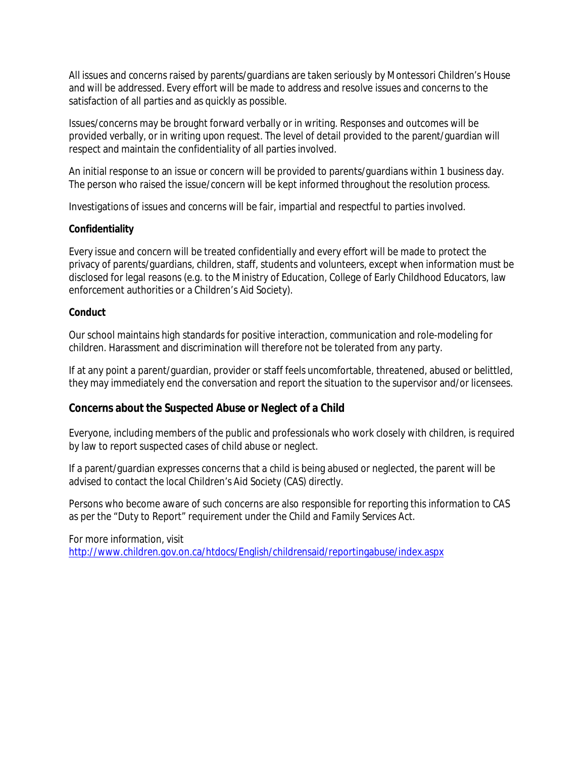All issues and concerns raised by parents/guardians are taken seriously by Montessori Children's House and will be addressed. Every effort will be made to address and resolve issues and concerns to the satisfaction of all parties and as quickly as possible.

Issues/concerns may be brought forward verbally or in writing. Responses and outcomes will be provided verbally, or in writing upon request. The level of detail provided to the parent/guardian will respect and maintain the confidentiality of all parties involved.

An initial response to an issue or concern will be provided to parents/guardians within 1 business day. The person who raised the issue/concern will be kept informed throughout the resolution process.

Investigations of issues and concerns will be fair, impartial and respectful to parties involved.

**Confidentiality**

Every issue and concern will be treated confidentially and every effort will be made to protect the privacy of parents/guardians, children, staff, students and volunteers, except when information must be disclosed for legal reasons (e.g. to the Ministry of Education, College of Early Childhood Educators, law enforcement authorities or a Children's Aid Society).

**Conduct**

Our school maintains high standards for positive interaction, communication and role-modeling for children. Harassment and discrimination will therefore not be tolerated from any party.

If at any point a parent/guardian, provider or staff feels uncomfortable, threatened, abused or belittled, they may immediately end the conversation and report the situation to the supervisor and/or licensees.

## Concerns about the Suspected Abuse or Neglect of a Child

Everyone, including members of the public and professionals who work closely with children, is required by law to report suspected cases of child abuse or neglect.

If a parent/guardian expresses concerns that a child is being abused or neglected, the parent will be advised to contact the local Children's Aid Society (CAS) directly.

Persons who become aware of such concerns are also responsible for reporting this information to CAS as per the "Duty to Report" requirement under the *Child and Family Services Act*.

For more information, visit
http://www.children.gov.on.ca/htdocs/English/childrensaid/reportingabuse/index.aspx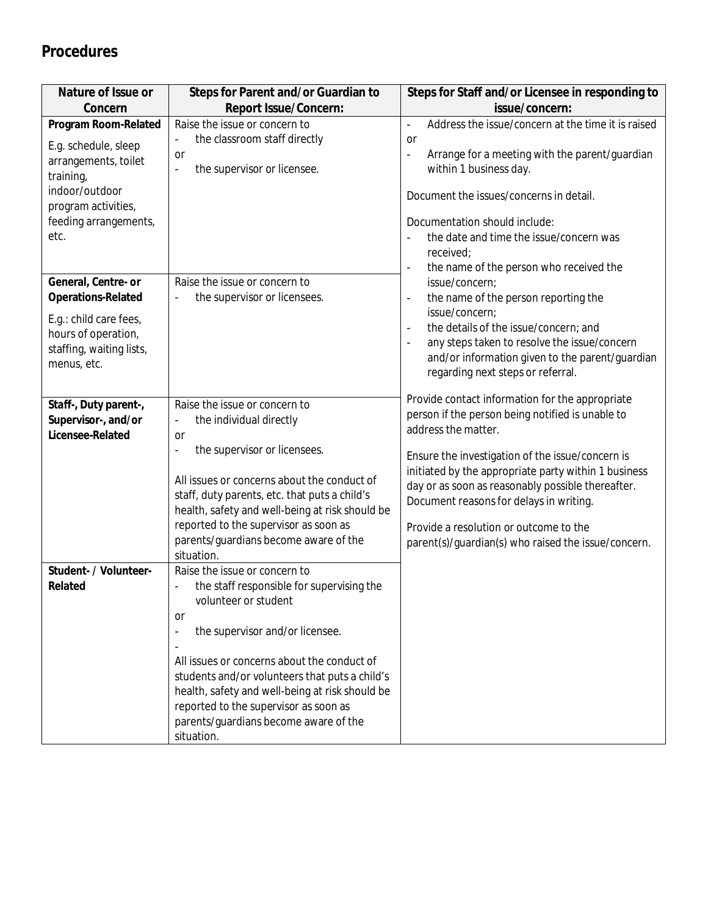## Procedures

| Nature of Issue or Concern | Steps for Parent and/or Guardian to Report Issue/Concern: | Steps for Staff and/or Licensee in responding to issue/concern: |
|---|---|---|
| **Program Room-Related**<br><br>E.g. schedule, sleep arrangements, toilet training, indoor/outdoor program activities, feeding arrangements, etc. | Raise the issue or concern to<br>- the classroom staff directly<br>or<br>- the supervisor or licensee. | - Address the issue/concern at the time it is raised<br>or<br>- Arrange for a meeting with the parent/guardian within 1 business day.<br><br>Document the issues/concerns in detail.<br><br>Documentation should include:<br>- the date and time the issue/concern was received;<br>- the name of the person who received the issue/concern;<br>- the name of the person reporting the issue/concern;<br>- the details of the issue/concern; and<br>- any steps taken to resolve the issue/concern and/or information given to the parent/guardian regarding next steps or referral.<br><br>Provide contact information for the appropriate person if the person being notified is unable to address the matter.<br><br>Ensure the investigation of the issue/concern is initiated by the appropriate party within 1 business day or as soon as reasonably possible thereafter. Document reasons for delays in writing.<br><br>Provide a resolution or outcome to the parent(s)/guardian(s) who raised the issue/concern. |
| **General, Centre- or Operations-Related**<br><br>E.g.: child care fees, hours of operation, staffing, waiting lists, menus, etc. | Raise the issue or concern to<br>- the supervisor or licensees. | |
| **Staff-, Duty parent-, Supervisor-, and/or Licensee-Related** | Raise the issue or concern to<br>- the individual directly<br>or<br>- the supervisor or licensees.<br><br>All issues or concerns about the conduct of staff, duty parents, etc. that puts a child's health, safety and well-being at risk should be reported to the supervisor as soon as parents/guardians become aware of the situation. | |
| **Student- / Volunteer-Related** | Raise the issue or concern to<br>- the staff responsible for supervising the volunteer or student<br>or<br>- the supervisor and/or licensee.<br>-<br>All issues or concerns about the conduct of students and/or volunteers that puts a child's health, safety and well-being at risk should be reported to the supervisor as soon as parents/guardians become aware of the situation. | |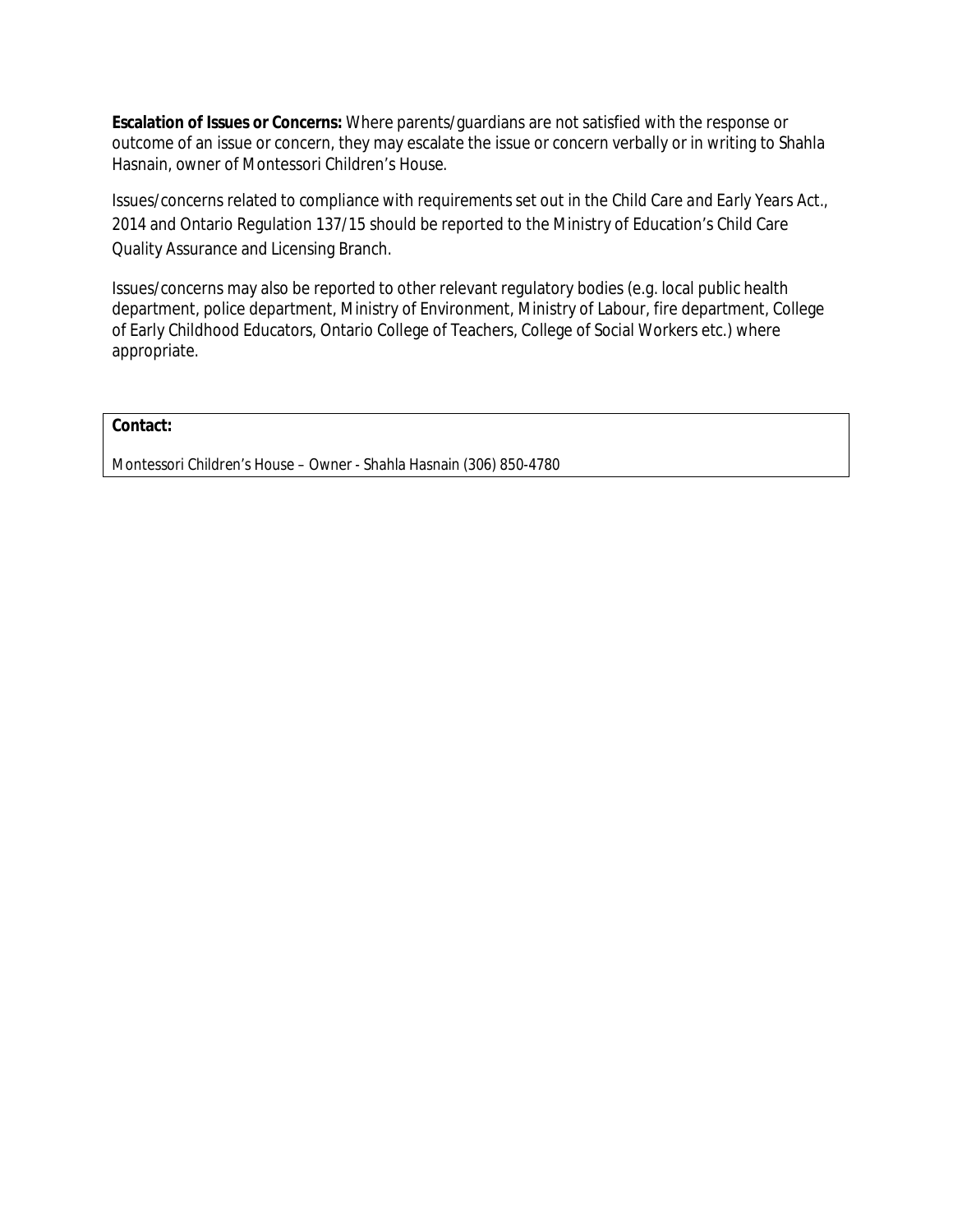**Escalation of Issues or Concerns:** Where parents/guardians are not satisfied with the response or outcome of an issue or concern, they may escalate the issue or concern verbally or in writing to Shahla Hasnain, owner of Montessori Children's House.

Issues/concerns related to compliance with requirements set out in the *Child Care and Early Years Act., 2014* and Ontario Regulation 137/15 should be reported to the Ministry of Education's Child Care Quality Assurance and Licensing Branch.

Issues/concerns may also be reported to other relevant regulatory bodies (e.g. local public health department, police department, Ministry of Environment, Ministry of Labour, fire department, College of Early Childhood Educators, Ontario College of Teachers, College of Social Workers etc.) where appropriate.

| **Contact:**<br><br>Montessori Children's House – Owner - Shahla Hasnain (306) 850-4780 |
|---|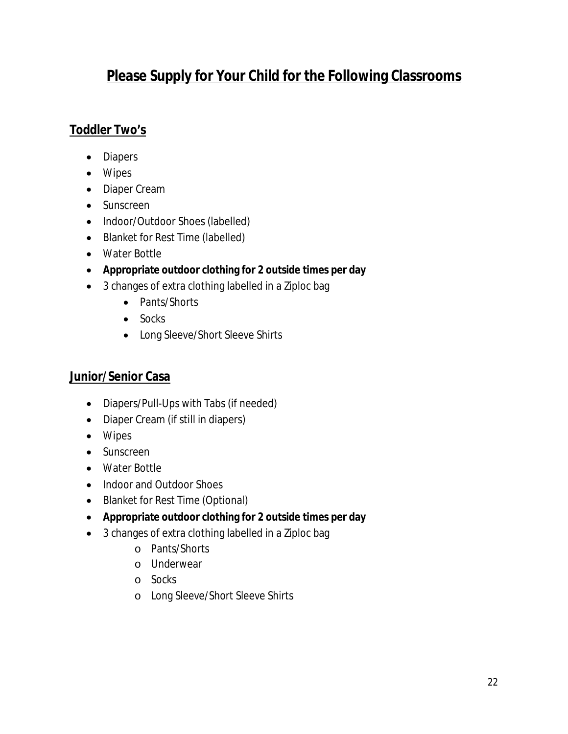# Please Supply for Your Child for the Following Classrooms

## Toddler Two's

- Diapers
- Wipes
- Diaper Cream
- Sunscreen
- Indoor/Outdoor Shoes (labelled)
- Blanket for Rest Time (labelled)
- Water Bottle
- **Appropriate outdoor clothing for 2 outside times per day**
- 3 changes of extra clothing labelled in a Ziploc bag
    - Pants/Shorts
    - Socks
    - Long Sleeve/Short Sleeve Shirts

## Junior/Senior Casa

- Diapers/Pull-Ups with Tabs (if needed)
- Diaper Cream (if still in diapers)
- Wipes
- Sunscreen
- Water Bottle
- Indoor and Outdoor Shoes
- Blanket for Rest Time (Optional)
- **Appropriate outdoor clothing for 2 outside times per day**
- 3 changes of extra clothing labelled in a Ziploc bag
    - Pants/Shorts
    - Underwear
    - Socks
    - Long Sleeve/Short Sleeve Shirts